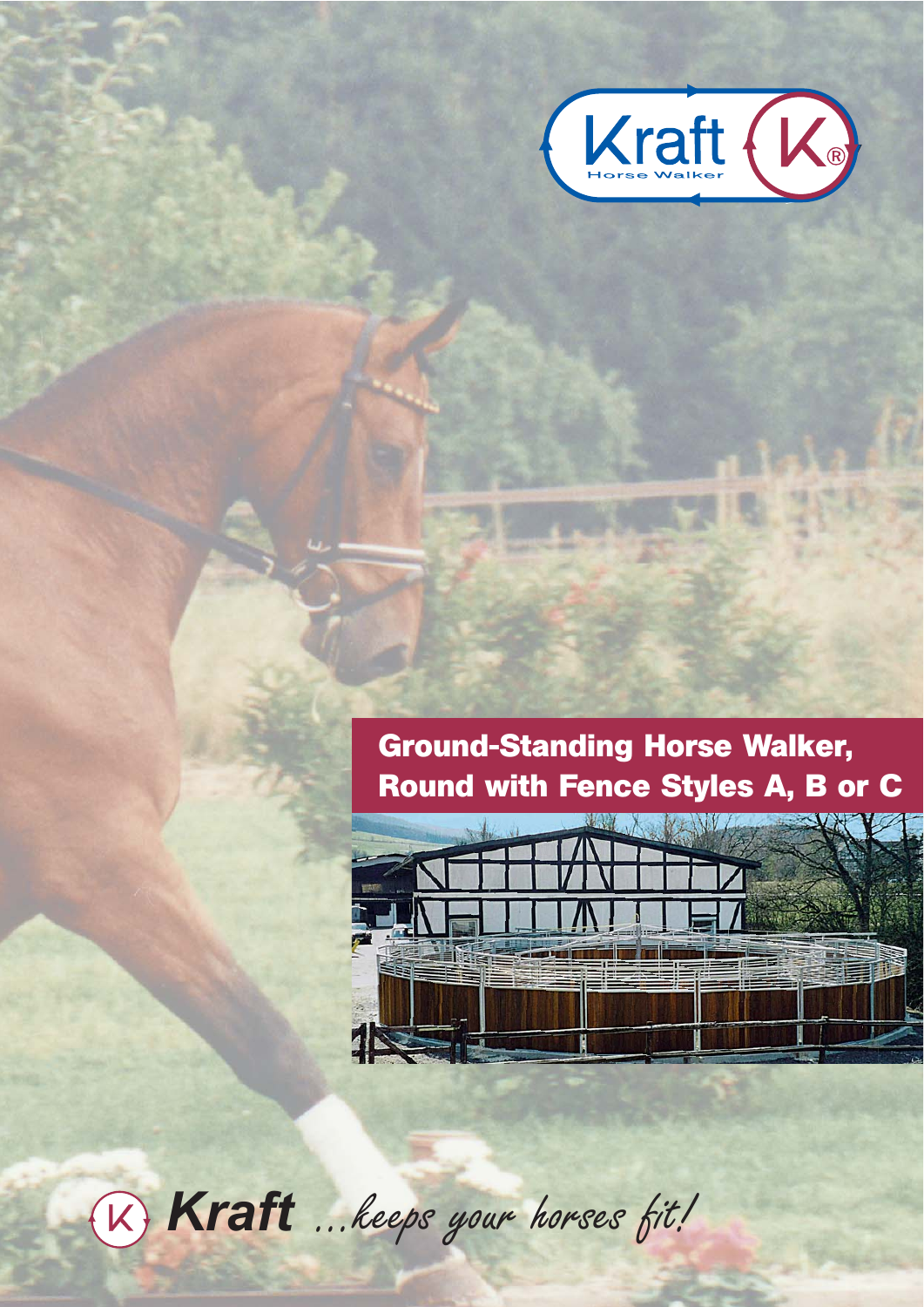Kraft Horse Walker

# Ground-Standing Horse Walker, Round with Fence Styles A, B or C

**Kraft** *...keeps your horses fit!*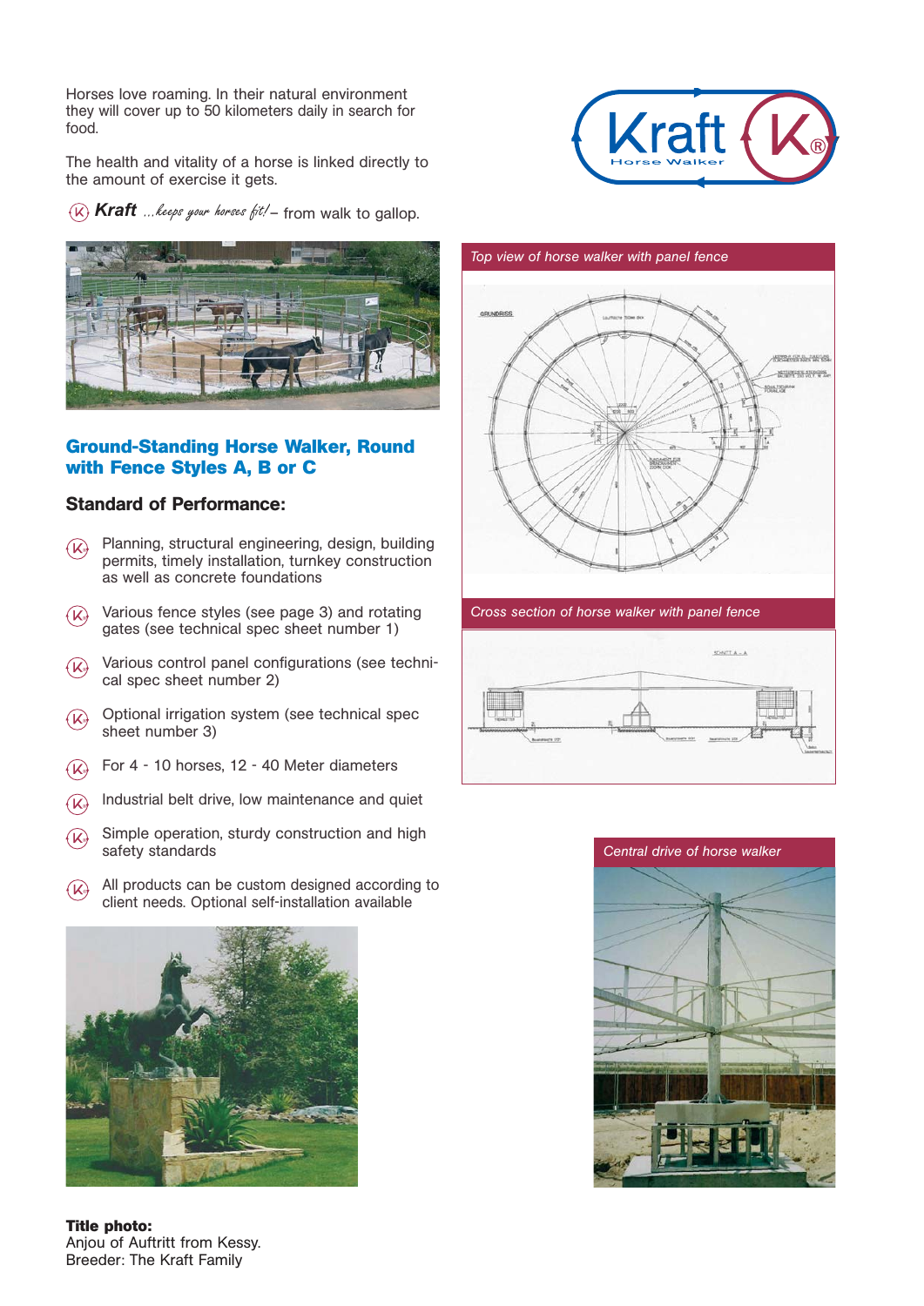Horses love roaming. In their natural environment they will cover up to 50 kilometers daily in search for food.

The health and vitality of a horse is linked directly to the amount of exercise it gets.

**Kraft** *...keeps your horses fit!* – from walk to gallop.

## Ground-Standing Horse Walker, Round with Fence Styles A, B or C

### Standard of Performance:

- Planning, structural engineering, design, building permits, timely installation, turnkey construction as well as concrete foundations
- Various fence styles (see page 3) and rotating gates (see technical spec sheet number 1)
- Various control panel configurations (see technical spec sheet number 2)
- Optional irrigation system (see technical spec sheet number 3)
- For 4 - 10 horses, 12 - 40 Meter diameters
- Industrial belt drive, low maintenance and quiet
- Simple operation, sturdy construction and high safety standards
- All products can be custom designed according to client needs. Optional self-installation available

*Top view of horse walker with panel fence*

*Cross section of horse walker with panel fence*

*Central drive of horse walker*

**Title photo:**
Anjou of Auftritt from Kessy.
Breeder: The Kraft Family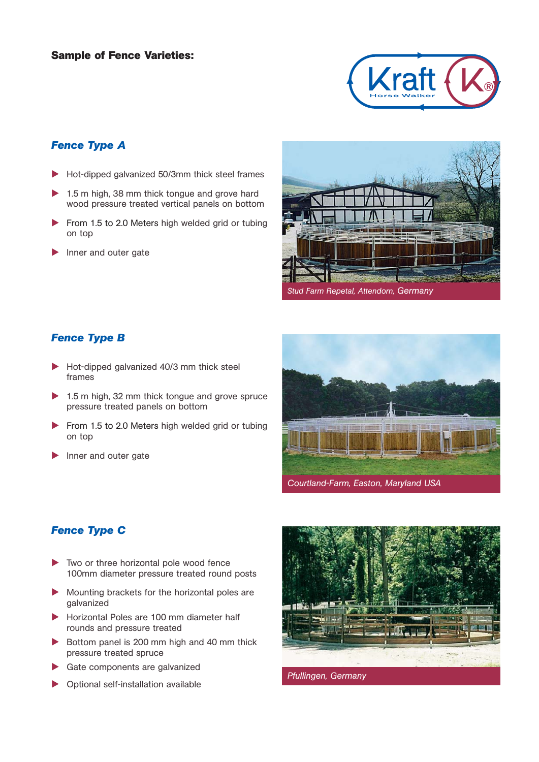**Sample of Fence Varieties:**

## *Fence Type A*

- Hot-dipped galvanized 50/3mm thick steel frames
- 1.5 m high, 38 mm thick tongue and grove hard wood pressure treated vertical panels on bottom
- From 1.5 to 2.0 Meters high welded grid or tubing on top
- Inner and outer gate

*Stud Farm Repetal, Attendorn, Germany*

## *Fence Type B*

- Hot-dipped galvanized 40/3 mm thick steel frames
- 1.5 m high, 32 mm thick tongue and grove spruce pressure treated panels on bottom
- From 1.5 to 2.0 Meters high welded grid or tubing on top
- Inner and outer gate

*Courtland-Farm, Easton, Maryland USA*

## *Fence Type C*

- Two or three horizontal pole wood fence 100mm diameter pressure treated round posts
- Mounting brackets for the horizontal poles are galvanized
- Horizontal Poles are 100 mm diameter half rounds and pressure treated
- Bottom panel is 200 mm high and 40 mm thick pressure treated spruce
- Gate components are galvanized
- Optional self-installation available

*Pfullingen, Germany*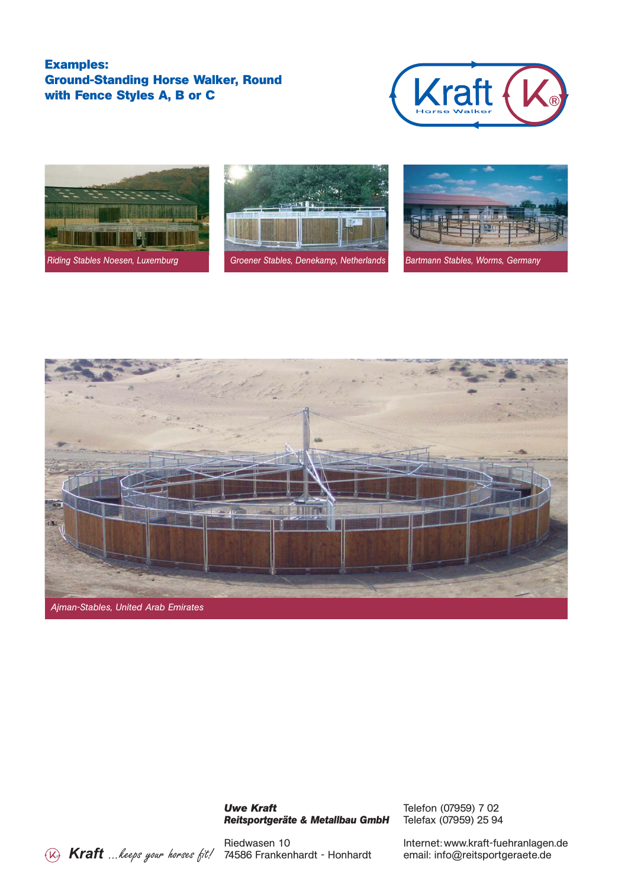## Examples:
## Ground-Standing Horse Walker, Round with Fence Styles A, B or C

Kraft Horse Walker

*Riding Stables Noesen, Luxemburg*

*Groener Stables, Denekamp, Netherlands*

*Bartmann Stables, Worms, Germany*

*Ajman-Stables, United Arab Emirates*

**Kraft** *...keeps your horses fit!*

***Uwe Kraft***
***Reitsportgeräte & Metallbau GmbH***

Riedwasen 10
74586 Frankenhardt - Honhardt

Telefon (07959) 7 02
Telefax (07959) 25 94

Internet: www.kraft-fuehranlagen.de
email: info@reitsportgeraete.de